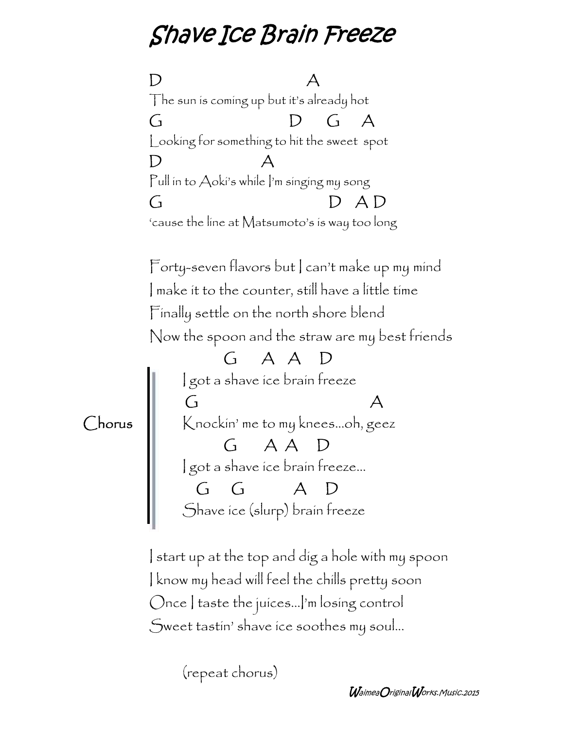# Shave Ice Brain Freeze

```
D                          A
The sun is coming up but it's already hot
G                       D    G    A
Looking for something to hit the sweet  spot
D               A
Pull in to Aoki's while I'm singing my song
G                              D   A D
'cause the line at Matsumoto's is way too long
```

Forty-seven flavors but I can't make up my mind
I make it to the counter, still have a little time
Finally settle on the north shore blend
Now the spoon and the straw are my best friends

**Chorus**

```
          G    A  A   D
I got a shave ice brain freeze
G                           A
Knockin' me to my knees...oh, geez
          G    A  A   D
I got a shave ice brain freeze...
   G   G      A   D
Shave ice (slurp) brain freeze
```

I start up at the top and dig a hole with my spoon
I know my head will feel the chills pretty soon
Once I taste the juices...I'm losing control
Sweet tastin' shave ice soothes my soul...

(repeat chorus)

*WaimeaOriginalWorks.Music.2015*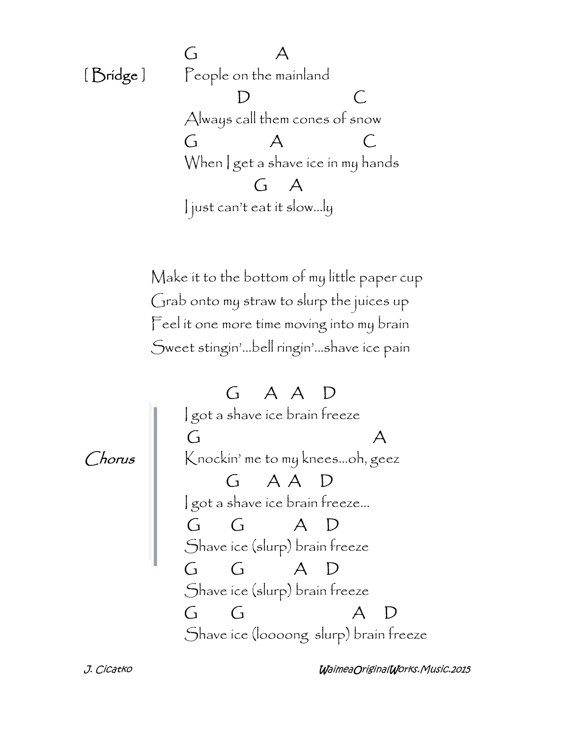```
                G              A
[ Bridge ]      People on the mainland
                     D                C
                Always call them cones of snow
                G            A             C
                When I get a shave ice in my hands
                          G    A
                I just can't eat it slow...ly
```

Make it to the bottom of my little paper cup
Grab onto my straw to slurp the juices up
Feel it one more time moving into my brain
Sweet stingin'...bell ringin'...shave ice pain

```
                     G    A  A   D
                I got a shave ice brain freeze
                 G                            A
Chorus          Knockin' me to my knees...oh, geez
                     G    A A   D
                I got a shave ice brain freeze...
                 G     G       A   D
                Shave ice (slurp) brain freeze
                G      G       A   D
                Shave ice (slurp) brain freeze
                G      G               A   D
                Shave ice (loooong  slurp) brain freeze
```

*J. Cicatko*

*WaimeaOriginalWorks.Music.2015*